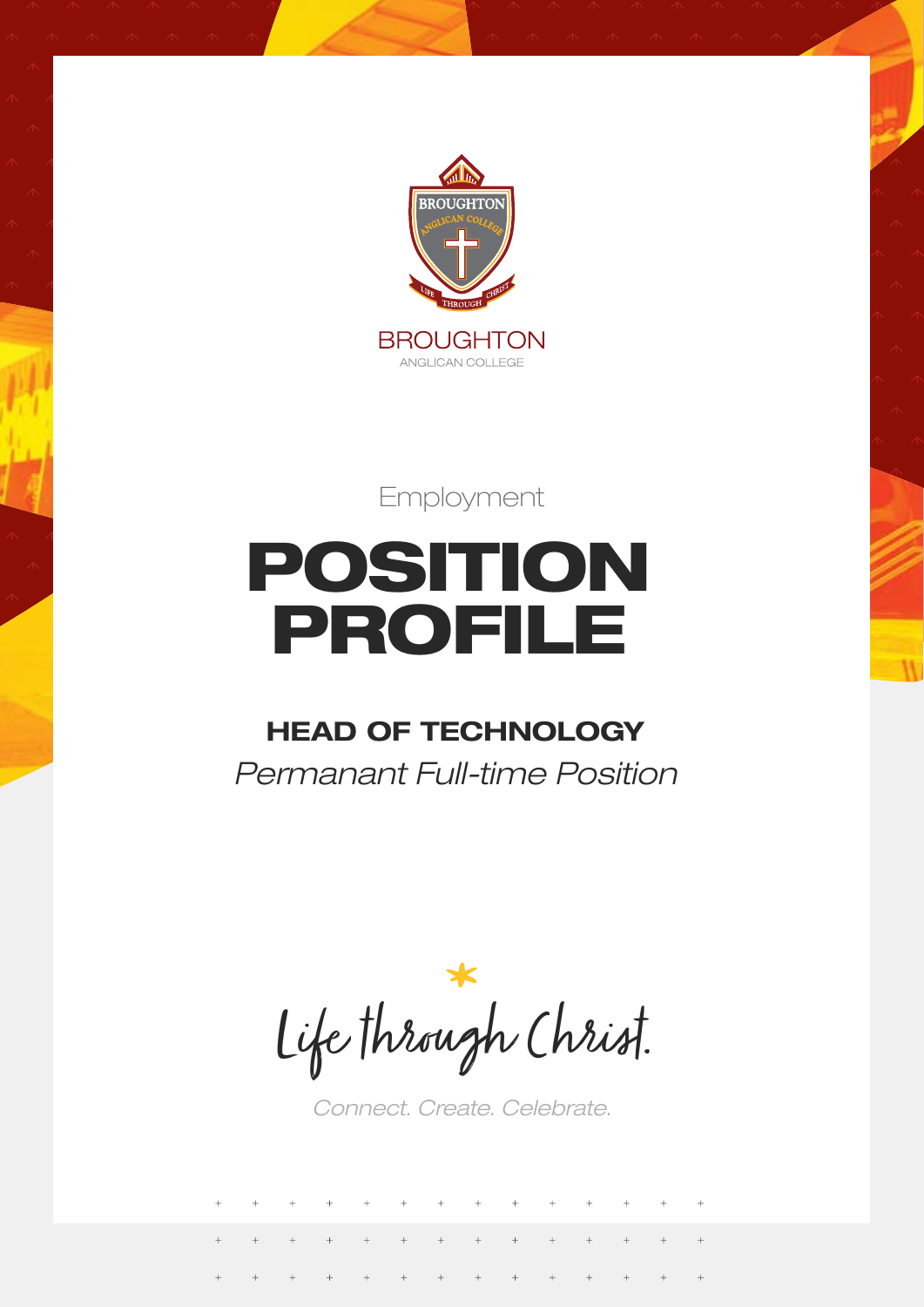BROUGHTON

ANGLICAN COLLEGE

Employment

# POSITION PROFILE

## HEAD OF TECHNOLOGY

*Permanant Full-time Position*

Life through Christ.

*Connect. Create. Celebrate.*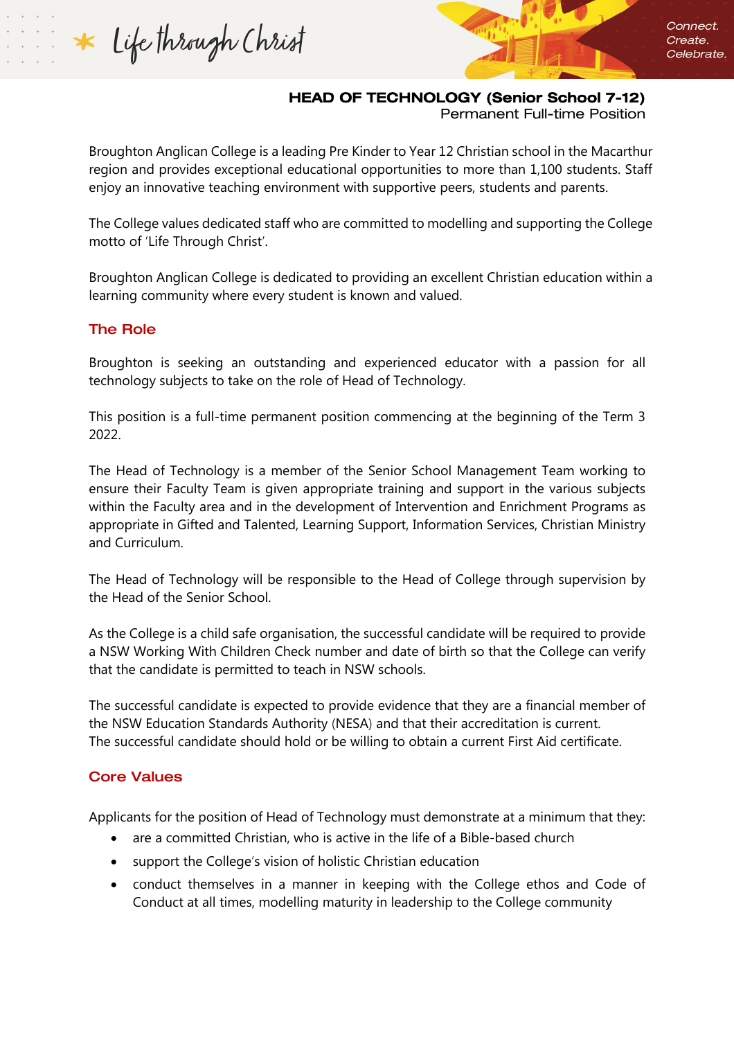## HEAD OF TECHNOLOGY (Senior School 7-12)

Permanent Full-time Position

Broughton Anglican College is a leading Pre Kinder to Year 12 Christian school in the Macarthur region and provides exceptional educational opportunities to more than 1,100 students. Staff enjoy an innovative teaching environment with supportive peers, students and parents.

The College values dedicated staff who are committed to modelling and supporting the College motto of 'Life Through Christ'.

Broughton Anglican College is dedicated to providing an excellent Christian education within a learning community where every student is known and valued.

### The Role

Broughton is seeking an outstanding and experienced educator with a passion for all technology subjects to take on the role of Head of Technology.

This position is a full-time permanent position commencing at the beginning of the Term 3 2022.

The Head of Technology is a member of the Senior School Management Team working to ensure their Faculty Team is given appropriate training and support in the various subjects within the Faculty area and in the development of Intervention and Enrichment Programs as appropriate in Gifted and Talented, Learning Support, Information Services, Christian Ministry and Curriculum.

The Head of Technology will be responsible to the Head of College through supervision by the Head of the Senior School.

As the College is a child safe organisation, the successful candidate will be required to provide a NSW Working With Children Check number and date of birth so that the College can verify that the candidate is permitted to teach in NSW schools.

The successful candidate is expected to provide evidence that they are a financial member of the NSW Education Standards Authority (NESA) and that their accreditation is current.
The successful candidate should hold or be willing to obtain a current First Aid certificate.

### Core Values

Applicants for the position of Head of Technology must demonstrate at a minimum that they:

- are a committed Christian, who is active in the life of a Bible-based church
- support the College's vision of holistic Christian education
- conduct themselves in a manner in keeping with the College ethos and Code of Conduct at all times, modelling maturity in leadership to the College community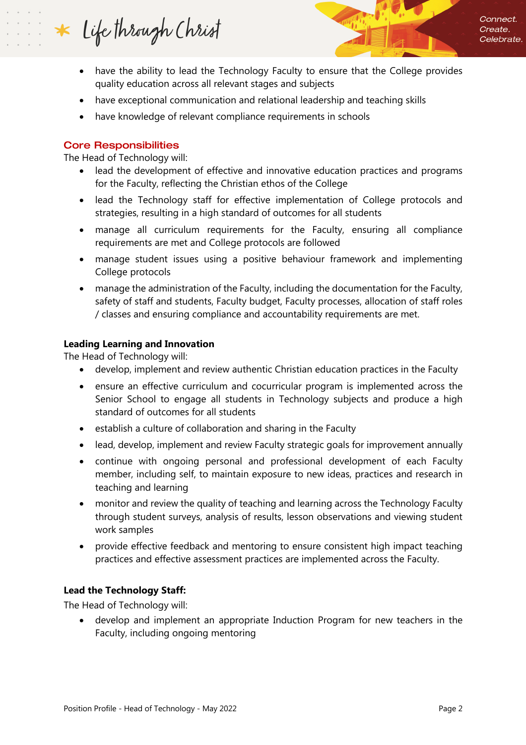- have the ability to lead the Technology Faculty to ensure that the College provides quality education across all relevant stages and subjects
- have exceptional communication and relational leadership and teaching skills
- have knowledge of relevant compliance requirements in schools

## Core Responsibilities

The Head of Technology will:

- lead the development of effective and innovative education practices and programs for the Faculty, reflecting the Christian ethos of the College
- lead the Technology staff for effective implementation of College protocols and strategies, resulting in a high standard of outcomes for all students
- manage all curriculum requirements for the Faculty, ensuring all compliance requirements are met and College protocols are followed
- manage student issues using a positive behaviour framework and implementing College protocols
- manage the administration of the Faculty, including the documentation for the Faculty, safety of staff and students, Faculty budget, Faculty processes, allocation of staff roles / classes and ensuring compliance and accountability requirements are met.

**Leading Learning and Innovation**

The Head of Technology will:

- develop, implement and review authentic Christian education practices in the Faculty
- ensure an effective curriculum and cocurricular program is implemented across the Senior School to engage all students in Technology subjects and produce a high standard of outcomes for all students
- establish a culture of collaboration and sharing in the Faculty
- lead, develop, implement and review Faculty strategic goals for improvement annually
- continue with ongoing personal and professional development of each Faculty member, including self, to maintain exposure to new ideas, practices and research in teaching and learning
- monitor and review the quality of teaching and learning across the Technology Faculty through student surveys, analysis of results, lesson observations and viewing student work samples
- provide effective feedback and mentoring to ensure consistent high impact teaching practices and effective assessment practices are implemented across the Faculty.

**Lead the Technology Staff:**

The Head of Technology will:

- develop and implement an appropriate Induction Program for new teachers in the Faculty, including ongoing mentoring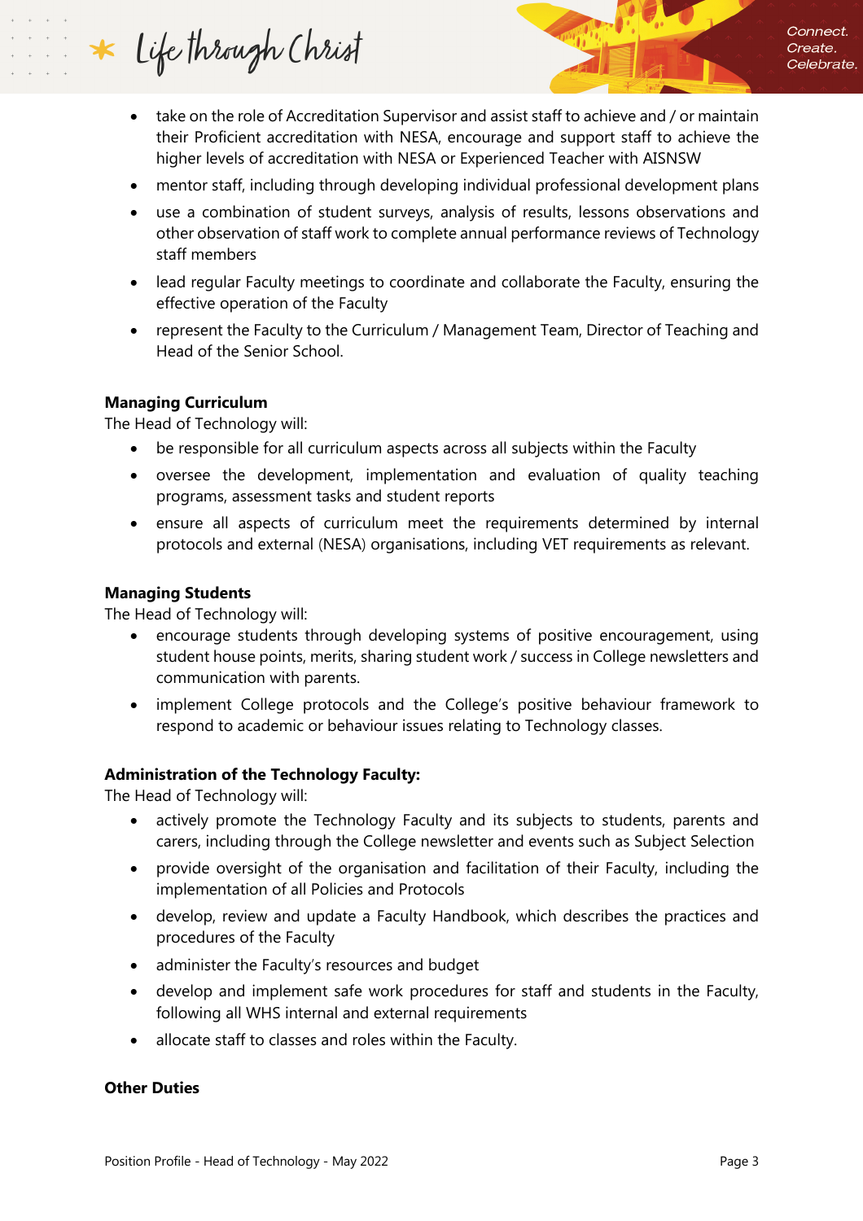- take on the role of Accreditation Supervisor and assist staff to achieve and / or maintain their Proficient accreditation with NESA, encourage and support staff to achieve the higher levels of accreditation with NESA or Experienced Teacher with AISNSW
- mentor staff, including through developing individual professional development plans
- use a combination of student surveys, analysis of results, lessons observations and other observation of staff work to complete annual performance reviews of Technology staff members
- lead regular Faculty meetings to coordinate and collaborate the Faculty, ensuring the effective operation of the Faculty
- represent the Faculty to the Curriculum / Management Team, Director of Teaching and Head of the Senior School.

**Managing Curriculum**
The Head of Technology will:

- be responsible for all curriculum aspects across all subjects within the Faculty
- oversee the development, implementation and evaluation of quality teaching programs, assessment tasks and student reports
- ensure all aspects of curriculum meet the requirements determined by internal protocols and external (NESA) organisations, including VET requirements as relevant.

**Managing Students**
The Head of Technology will:

- encourage students through developing systems of positive encouragement, using student house points, merits, sharing student work / success in College newsletters and communication with parents.
- implement College protocols and the College's positive behaviour framework to respond to academic or behaviour issues relating to Technology classes.

**Administration of the Technology Faculty:**
The Head of Technology will:

- actively promote the Technology Faculty and its subjects to students, parents and carers, including through the College newsletter and events such as Subject Selection
- provide oversight of the organisation and facilitation of their Faculty, including the implementation of all Policies and Protocols
- develop, review and update a Faculty Handbook, which describes the practices and procedures of the Faculty
- administer the Faculty's resources and budget
- develop and implement safe work procedures for staff and students in the Faculty, following all WHS internal and external requirements
- allocate staff to classes and roles within the Faculty.

**Other Duties**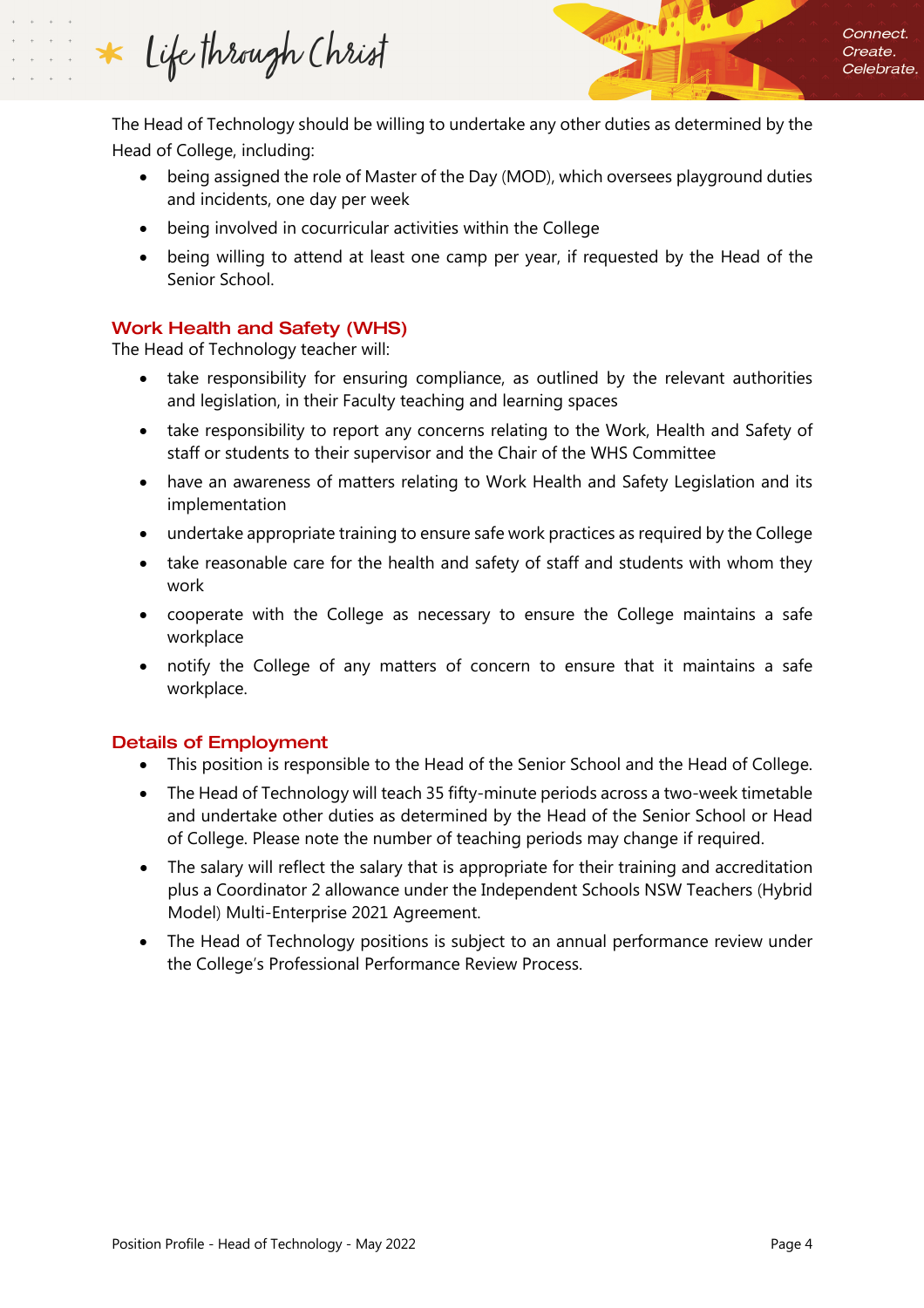The Head of Technology should be willing to undertake any other duties as determined by the Head of College, including:

- being assigned the role of Master of the Day (MOD), which oversees playground duties and incidents, one day per week
- being involved in cocurricular activities within the College
- being willing to attend at least one camp per year, if requested by the Head of the Senior School.

## Work Health and Safety (WHS)

The Head of Technology teacher will:

- take responsibility for ensuring compliance, as outlined by the relevant authorities and legislation, in their Faculty teaching and learning spaces
- take responsibility to report any concerns relating to the Work, Health and Safety of staff or students to their supervisor and the Chair of the WHS Committee
- have an awareness of matters relating to Work Health and Safety Legislation and its implementation
- undertake appropriate training to ensure safe work practices as required by the College
- take reasonable care for the health and safety of staff and students with whom they work
- cooperate with the College as necessary to ensure the College maintains a safe workplace
- notify the College of any matters of concern to ensure that it maintains a safe workplace.

## Details of Employment

- This position is responsible to the Head of the Senior School and the Head of College.
- The Head of Technology will teach 35 fifty-minute periods across a two-week timetable and undertake other duties as determined by the Head of the Senior School or Head of College. Please note the number of teaching periods may change if required.
- The salary will reflect the salary that is appropriate for their training and accreditation plus a Coordinator 2 allowance under the Independent Schools NSW Teachers (Hybrid Model) Multi-Enterprise 2021 Agreement.
- The Head of Technology positions is subject to an annual performance review under the College's Professional Performance Review Process.